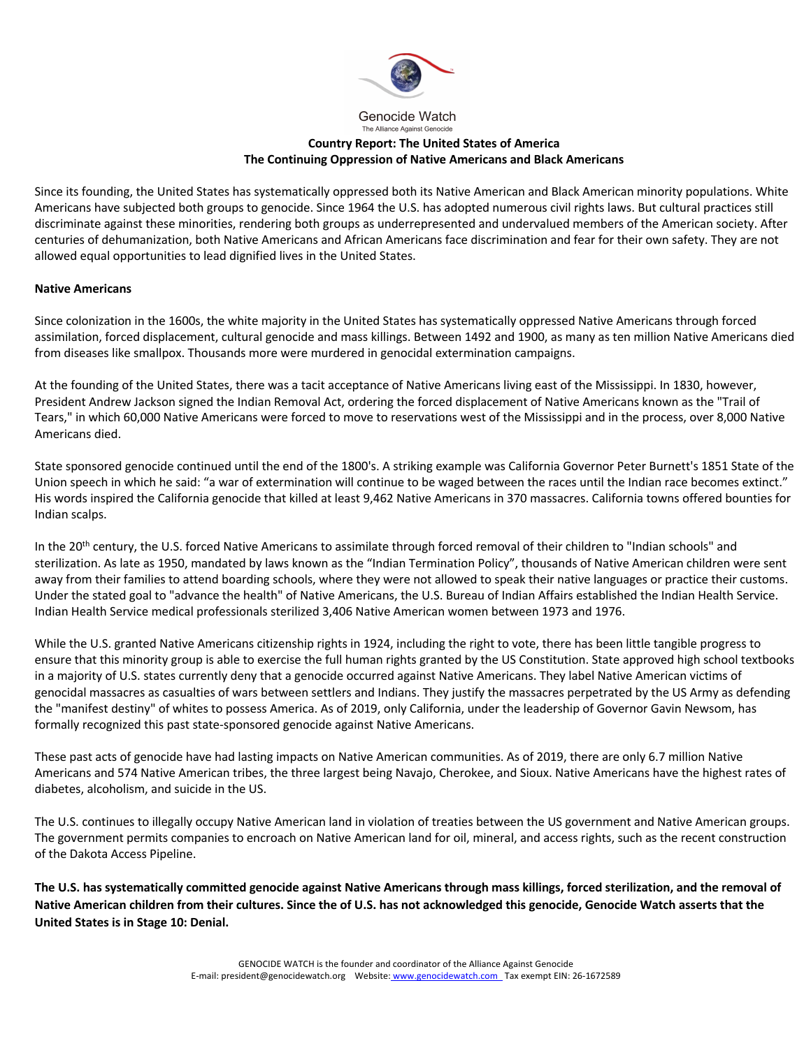Genocide Watch

The Alliance Against Genocide

**Country Report: The United States of America**
**The Continuing Oppression of Native Americans and Black Americans**

Since its founding, the United States has systematically oppressed both its Native American and Black American minority populations. White Americans have subjected both groups to genocide. Since 1964 the U.S. has adopted numerous civil rights laws. But cultural practices still discriminate against these minorities, rendering both groups as underrepresented and undervalued members of the American society. After centuries of dehumanization, both Native Americans and African Americans face discrimination and fear for their own safety. They are not allowed equal opportunities to lead dignified lives in the United States.

**Native Americans**

Since colonization in the 1600s, the white majority in the United States has systematically oppressed Native Americans through forced assimilation, forced displacement, cultural genocide and mass killings. Between 1492 and 1900, as many as ten million Native Americans died from diseases like smallpox. Thousands more were murdered in genocidal extermination campaigns.

At the founding of the United States, there was a tacit acceptance of Native Americans living east of the Mississippi. In 1830, however, President Andrew Jackson signed the Indian Removal Act, ordering the forced displacement of Native Americans known as the "Trail of Tears," in which 60,000 Native Americans were forced to move to reservations west of the Mississippi and in the process, over 8,000 Native Americans died.

State sponsored genocide continued until the end of the 1800's. A striking example was California Governor Peter Burnett's 1851 State of the Union speech in which he said: "a war of extermination will continue to be waged between the races until the Indian race becomes extinct." His words inspired the California genocide that killed at least 9,462 Native Americans in 370 massacres. California towns offered bounties for Indian scalps.

In the 20th century, the U.S. forced Native Americans to assimilate through forced removal of their children to "Indian schools" and sterilization. As late as 1950, mandated by laws known as the "Indian Termination Policy", thousands of Native American children were sent away from their families to attend boarding schools, where they were not allowed to speak their native languages or practice their customs. Under the stated goal to "advance the health" of Native Americans, the U.S. Bureau of Indian Affairs established the Indian Health Service. Indian Health Service medical professionals sterilized 3,406 Native American women between 1973 and 1976.

While the U.S. granted Native Americans citizenship rights in 1924, including the right to vote, there has been little tangible progress to ensure that this minority group is able to exercise the full human rights granted by the US Constitution. State approved high school textbooks in a majority of U.S. states currently deny that a genocide occurred against Native Americans. They label Native American victims of genocidal massacres as casualties of wars between settlers and Indians. They justify the massacres perpetrated by the US Army as defending the "manifest destiny" of whites to possess America. As of 2019, only California, under the leadership of Governor Gavin Newsom, has formally recognized this past state-sponsored genocide against Native Americans.

These past acts of genocide have had lasting impacts on Native American communities. As of 2019, there are only 6.7 million Native Americans and 574 Native American tribes, the three largest being Navajo, Cherokee, and Sioux. Native Americans have the highest rates of diabetes, alcoholism, and suicide in the US.

The U.S. continues to illegally occupy Native American land in violation of treaties between the US government and Native American groups. The government permits companies to encroach on Native American land for oil, mineral, and access rights, such as the recent construction of the Dakota Access Pipeline.

**The U.S. has systematically committed genocide against Native Americans through mass killings, forced sterilization, and the removal of Native American children from their cultures. Since the of U.S. has not acknowledged this genocide, Genocide Watch asserts that the United States is in Stage 10: Denial.**

GENOCIDE WATCH is the founder and coordinator of the Alliance Against Genocide
E-mail: president@genocidewatch.org Website: www.genocidewatch.com Tax exempt EIN: 26-1672589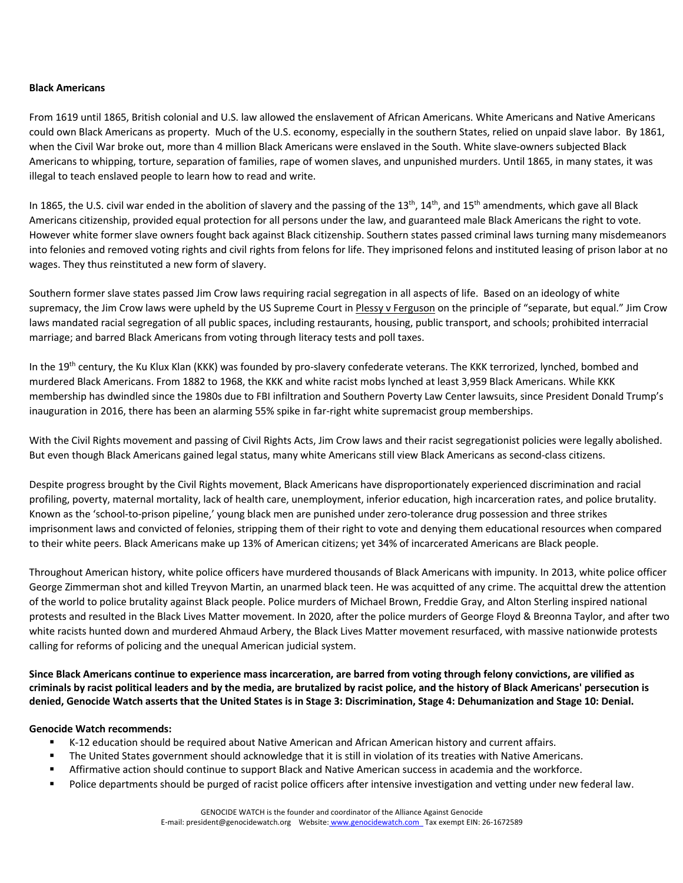**Black Americans**

From 1619 until 1865, British colonial and U.S. law allowed the enslavement of African Americans. White Americans and Native Americans could own Black Americans as property. Much of the U.S. economy, especially in the southern States, relied on unpaid slave labor. By 1861, when the Civil War broke out, more than 4 million Black Americans were enslaved in the South. White slave-owners subjected Black Americans to whipping, torture, separation of families, rape of women slaves, and unpunished murders. Until 1865, in many states, it was illegal to teach enslaved people to learn how to read and write.

In 1865, the U.S. civil war ended in the abolition of slavery and the passing of the 13th, 14th, and 15th amendments, which gave all Black Americans citizenship, provided equal protection for all persons under the law, and guaranteed male Black Americans the right to vote. However white former slave owners fought back against Black citizenship. Southern states passed criminal laws turning many misdemeanors into felonies and removed voting rights and civil rights from felons for life. They imprisoned felons and instituted leasing of prison labor at no wages. They thus reinstituted a new form of slavery.

Southern former slave states passed Jim Crow laws requiring racial segregation in all aspects of life. Based on an ideology of white supremacy, the Jim Crow laws were upheld by the US Supreme Court in Plessy v Ferguson on the principle of "separate, but equal." Jim Crow laws mandated racial segregation of all public spaces, including restaurants, housing, public transport, and schools; prohibited interracial marriage; and barred Black Americans from voting through literacy tests and poll taxes.

In the 19th century, the Ku Klux Klan (KKK) was founded by pro-slavery confederate veterans. The KKK terrorized, lynched, bombed and murdered Black Americans. From 1882 to 1968, the KKK and white racist mobs lynched at least 3,959 Black Americans. While KKK membership has dwindled since the 1980s due to FBI infiltration and Southern Poverty Law Center lawsuits, since President Donald Trump's inauguration in 2016, there has been an alarming 55% spike in far-right white supremacist group memberships.

With the Civil Rights movement and passing of Civil Rights Acts, Jim Crow laws and their racist segregationist policies were legally abolished. But even though Black Americans gained legal status, many white Americans still view Black Americans as second-class citizens.

Despite progress brought by the Civil Rights movement, Black Americans have disproportionately experienced discrimination and racial profiling, poverty, maternal mortality, lack of health care, unemployment, inferior education, high incarceration rates, and police brutality. Known as the 'school-to-prison pipeline,' young black men are punished under zero-tolerance drug possession and three strikes imprisonment laws and convicted of felonies, stripping them of their right to vote and denying them educational resources when compared to their white peers. Black Americans make up 13% of American citizens; yet 34% of incarcerated Americans are Black people.

Throughout American history, white police officers have murdered thousands of Black Americans with impunity. In 2013, white police officer George Zimmerman shot and killed Treyvon Martin, an unarmed black teen. He was acquitted of any crime. The acquittal drew the attention of the world to police brutality against Black people. Police murders of Michael Brown, Freddie Gray, and Alton Sterling inspired national protests and resulted in the Black Lives Matter movement. In 2020, after the police murders of George Floyd & Breonna Taylor, and after two white racists hunted down and murdered Ahmaud Arbery, the Black Lives Matter movement resurfaced, with massive nationwide protests calling for reforms of policing and the unequal American judicial system.

**Since Black Americans continue to experience mass incarceration, are barred from voting through felony convictions, are vilified as criminals by racist political leaders and by the media, are brutalized by racist police, and the history of Black Americans' persecution is denied, Genocide Watch asserts that the United States is in Stage 3: Discrimination, Stage 4: Dehumanization and Stage 10: Denial.**

**Genocide Watch recommends:**

- K-12 education should be required about Native American and African American history and current affairs.
- The United States government should acknowledge that it is still in violation of its treaties with Native Americans.
- Affirmative action should continue to support Black and Native American success in academia and the workforce.
- Police departments should be purged of racist police officers after intensive investigation and vetting under new federal law.

GENOCIDE WATCH is the founder and coordinator of the Alliance Against Genocide
E-mail: president@genocidewatch.org Website: www.genocidewatch.com Tax exempt EIN: 26-1672589